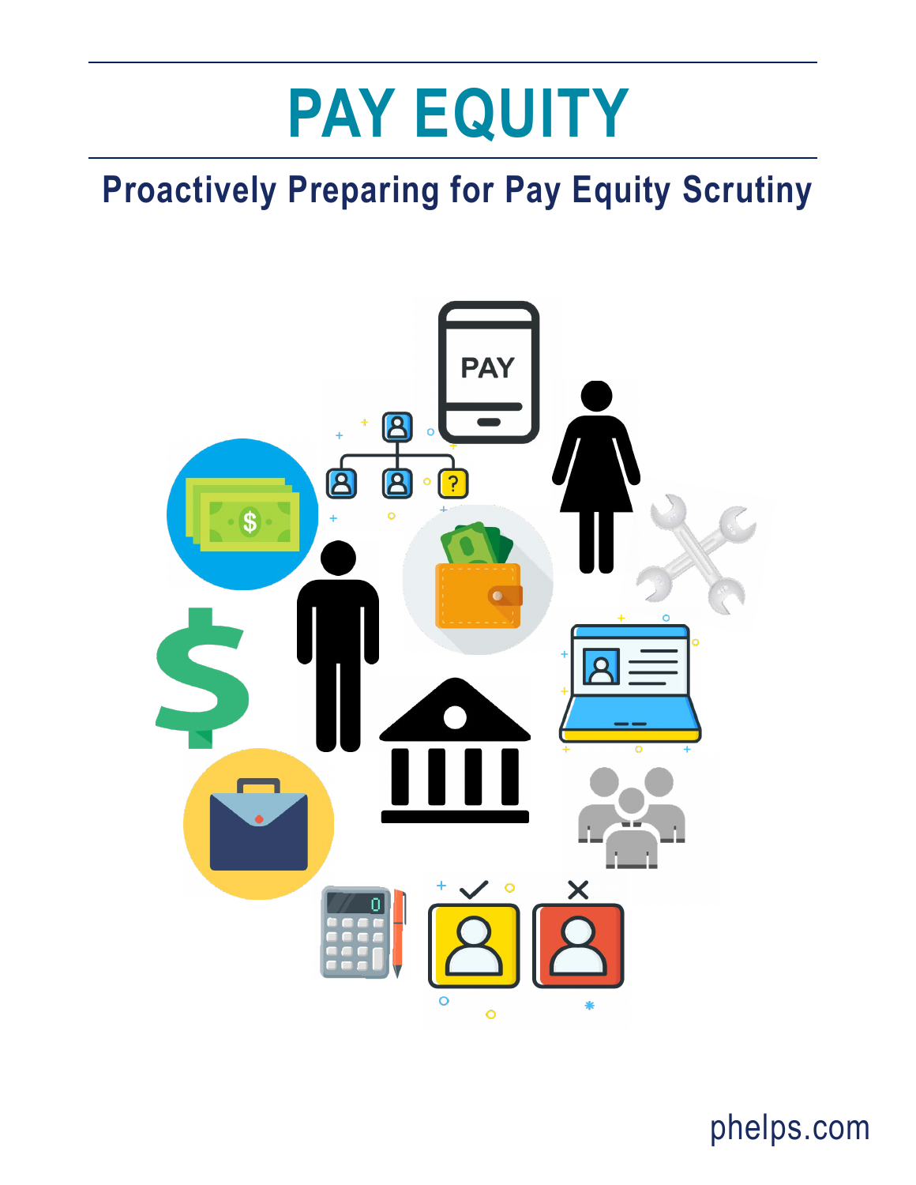# PAY EQUITY

## Proactively Preparing for Pay Equity Scrutiny

phelps.com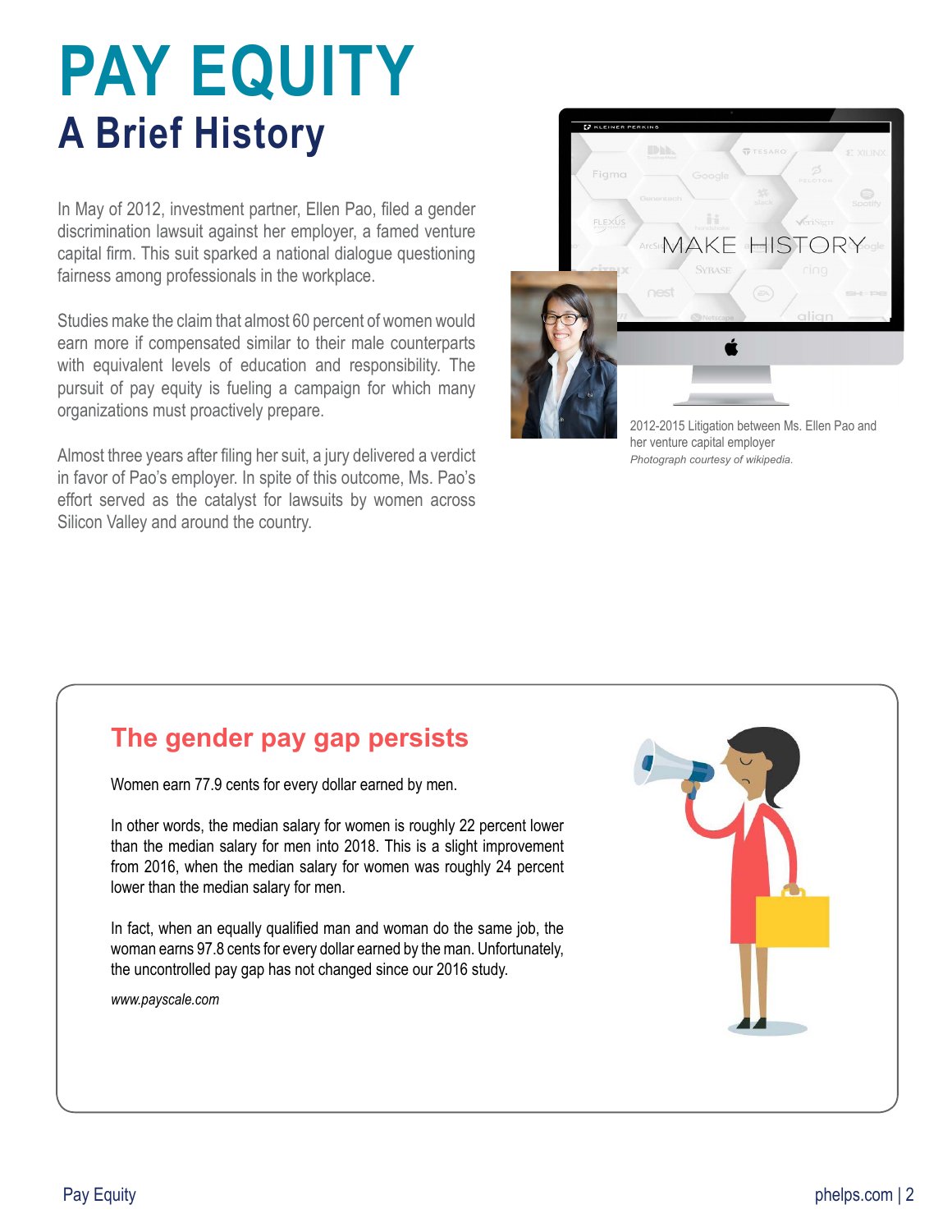# PAY EQUITY

## A Brief History

In May of 2012, investment partner, Ellen Pao, filed a gender discrimination lawsuit against her employer, a famed venture capital firm. This suit sparked a national dialogue questioning fairness among professionals in the workplace.

Studies make the claim that almost 60 percent of women would earn more if compensated similar to their male counterparts with equivalent levels of education and responsibility. The pursuit of pay equity is fueling a campaign for which many organizations must proactively prepare.

Almost three years after filing her suit, a jury delivered a verdict in favor of Pao's employer. In spite of this outcome, Ms. Pao's effort served as the catalyst for lawsuits by women across Silicon Valley and around the country.

2012-2015 Litigation between Ms. Ellen Pao and her venture capital employer
*Photograph courtesy of wikipedia.*

### The gender pay gap persists

Women earn 77.9 cents for every dollar earned by men.

In other words, the median salary for women is roughly 22 percent lower than the median salary for men into 2018. This is a slight improvement from 2016, when the median salary for women was roughly 24 percent lower than the median salary for men.

In fact, when an equally qualified man and woman do the same job, the woman earns 97.8 cents for every dollar earned by the man. Unfortunately, the uncontrolled pay gap has not changed since our 2016 study.

*www.payscale.com*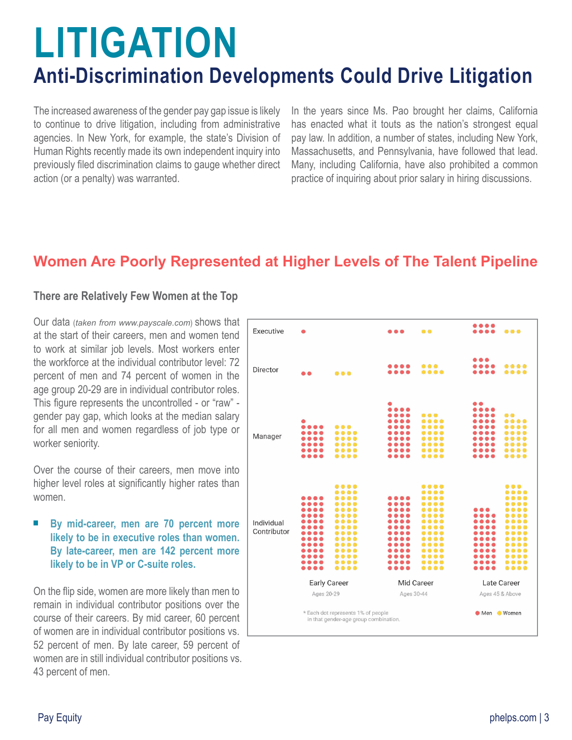# LITIGATION

## Anti-Discrimination Developments Could Drive Litigation

The increased awareness of the gender pay gap issue is likely to continue to drive litigation, including from administrative agencies. In New York, for example, the state's Division of Human Rights recently made its own independent inquiry into previously filed discrimination claims to gauge whether direct action (or a penalty) was warranted.

In the years since Ms. Pao brought her claims, California has enacted what it touts as the nation's strongest equal pay law. In addition, a number of states, including New York, Massachusetts, and Pennsylvania, have followed that lead. Many, including California, have also prohibited a common practice of inquiring about prior salary in hiring discussions.

## Women Are Poorly Represented at Higher Levels of The Talent Pipeline

### There are Relatively Few Women at the Top

Our data (*taken from www.payscale.com*) shows that at the start of their careers, men and women tend to work at similar job levels. Most workers enter the workforce at the individual contributor level: 72 percent of men and 74 percent of women in the age group 20-29 are in individual contributor roles. This figure represents the uncontrolled - or "raw" - gender pay gap, which looks at the median salary for all men and women regardless of job type or worker seniority.

Over the course of their careers, men move into higher level roles at significantly higher rates than women.

- **By mid-career, men are 70 percent more likely to be in executive roles than women. By late-career, men are 142 percent more likely to be in VP or C-suite roles.**

On the flip side, women are more likely than men to remain in individual contributor positions over the course of their careers. By mid career, 60 percent of women are in individual contributor positions vs. 52 percent of men. By late career, 59 percent of women are in still individual contributor positions vs. 43 percent of men.

Executive
Director
Manager
Individual Contributor
Early Career
Ages 20-29
Mid Career
Ages 30-44
Late Career
Ages 45 & Above
* Each dot represents 1% of people in that gender-age group combination.
Men
Women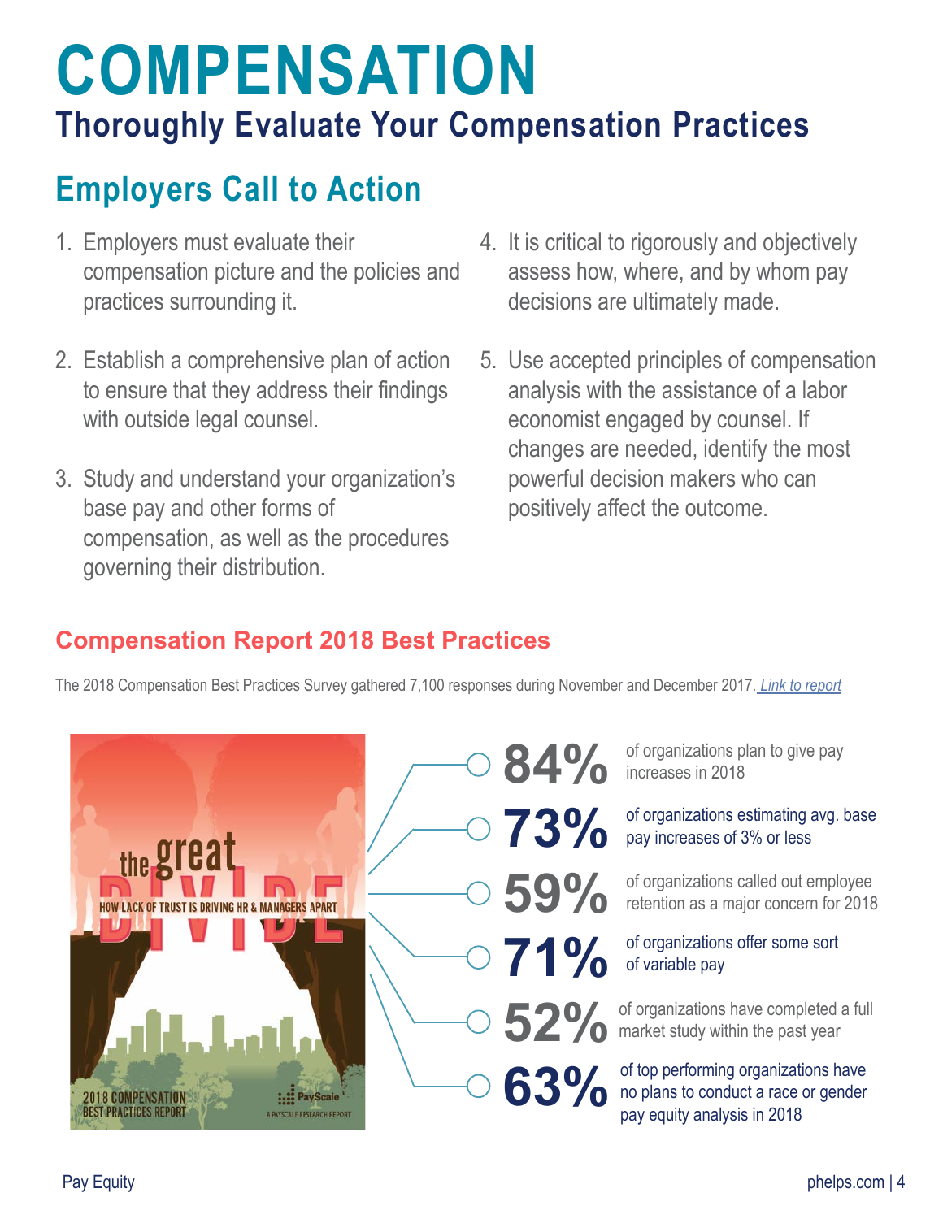# COMPENSATION

## Thoroughly Evaluate Your Compensation Practices

## Employers Call to Action

1. Employers must evaluate their compensation picture and the policies and practices surrounding it.
2. Establish a comprehensive plan of action to ensure that they address their findings with outside legal counsel.
3. Study and understand your organization's base pay and other forms of compensation, as well as the procedures governing their distribution.
4. It is critical to rigorously and objectively assess how, where, and by whom pay decisions are ultimately made.
5. Use accepted principles of compensation analysis with the assistance of a labor economist engaged by counsel. If changes are needed, identify the most powerful decision makers who can positively affect the outcome.

### Compensation Report 2018 Best Practices

The 2018 Compensation Best Practices Survey gathered 7,100 responses during November and December 2017. *Link to report*

the great DIVIDE

HOW LACK OF TRUST IS DRIVING HR & MANAGERS APART

2018 COMPENSATION BEST PRACTICES REPORT

PayScale

A PAYSCALE RESEARCH REPORT

**84%** of organizations plan to give pay increases in 2018

**73%** of organizations estimating avg. base pay increases of 3% or less

**59%** of organizations called out employee retention as a major concern for 2018

**71%** of organizations offer some sort of variable pay

**52%** of organizations have completed a full market study within the past year

**63%** of top performing organizations have no plans to conduct a race or gender pay equity analysis in 2018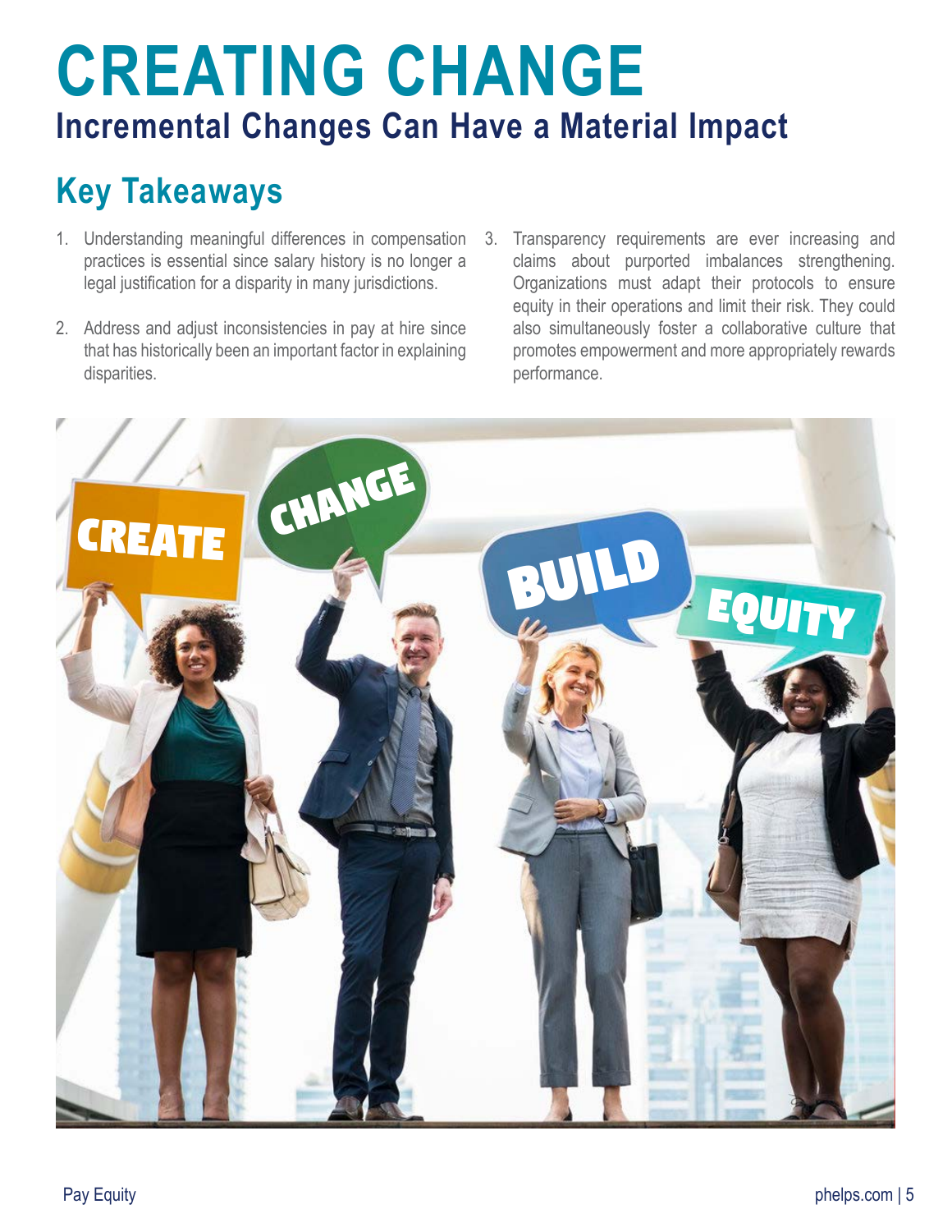# CREATING CHANGE

## Incremental Changes Can Have a Material Impact

## Key Takeaways

1. Understanding meaningful differences in compensation practices is essential since salary history is no longer a legal justification for a disparity in many jurisdictions.

2. Address and adjust inconsistencies in pay at hire since that has historically been an important factor in explaining disparities.

3. Transparency requirements are ever increasing and claims about purported imbalances strengthening. Organizations must adapt their protocols to ensure equity in their operations and limit their risk. They could also simultaneously foster a collaborative culture that promotes empowerment and more appropriately rewards performance.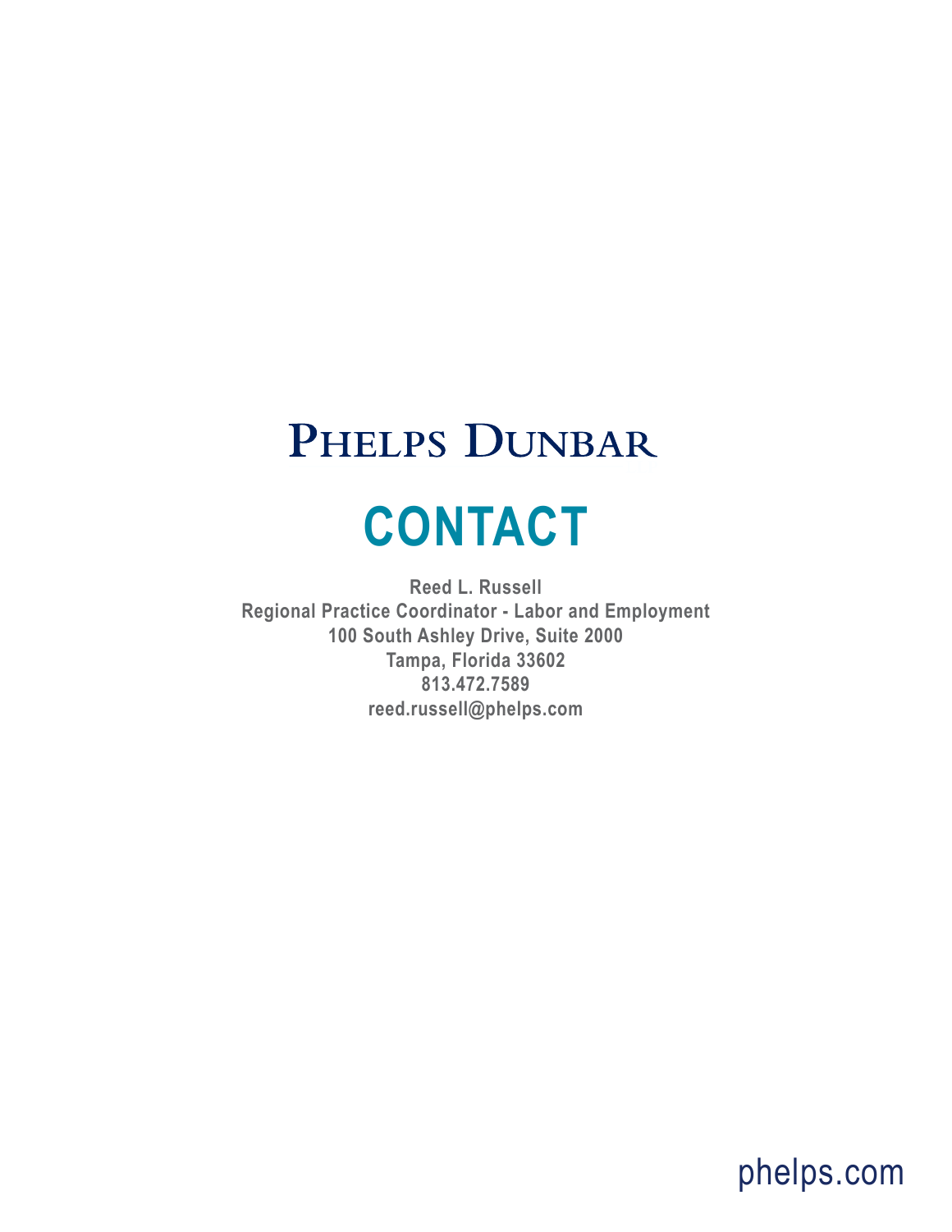PHELPS DUNBAR

# CONTACT

**Reed L. Russell**
**Regional Practice Coordinator - Labor and Employment**
**100 South Ashley Drive, Suite 2000**
**Tampa, Florida 33602**
**813.472.7589**
**reed.russell@phelps.com**

phelps.com